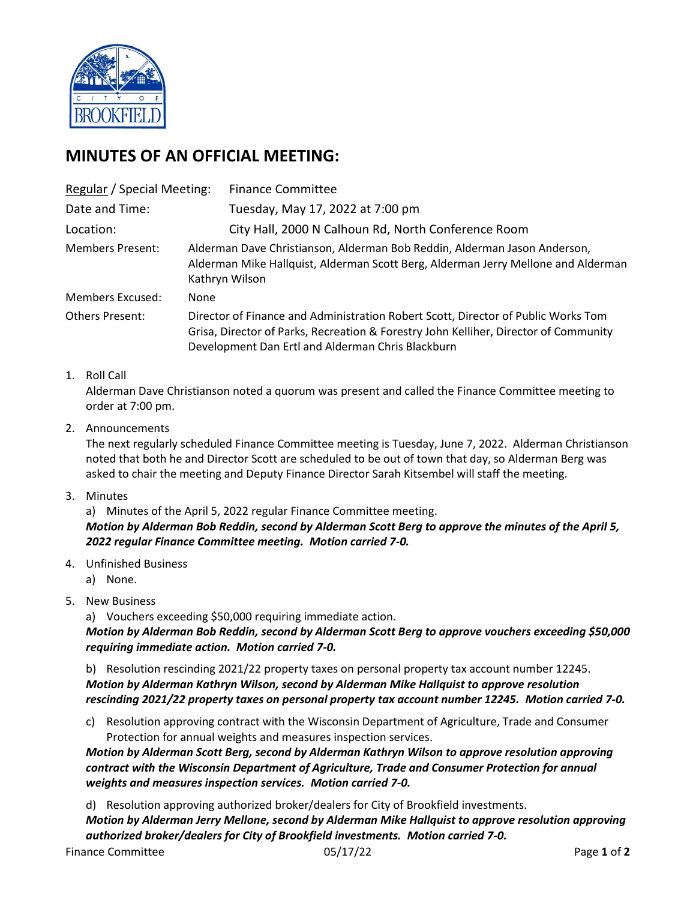# MINUTES OF AN OFFICIAL MEETING:

| | |
|---|---|
| Regular / Special Meeting: | Finance Committee |
| Date and Time: | Tuesday, May 17, 2022 at 7:00 pm |
| Location: | City Hall, 2000 N Calhoun Rd, North Conference Room |
| Members Present: | Alderman Dave Christianson, Alderman Bob Reddin, Alderman Jason Anderson, Alderman Mike Hallquist, Alderman Scott Berg, Alderman Jerry Mellone and Alderman Kathryn Wilson |
| Members Excused: | None |
| Others Present: | Director of Finance and Administration Robert Scott, Director of Public Works Tom Grisa, Director of Parks, Recreation & Forestry John Kelliher, Director of Community Development Dan Ertl and Alderman Chris Blackburn |

1. Roll Call
   Alderman Dave Christianson noted a quorum was present and called the Finance Committee meeting to order at 7:00 pm.

2. Announcements
   The next regularly scheduled Finance Committee meeting is Tuesday, June 7, 2022. Alderman Christianson noted that both he and Director Scott are scheduled to be out of town that day, so Alderman Berg was asked to chair the meeting and Deputy Finance Director Sarah Kitsembel will staff the meeting.

3. Minutes
   a) Minutes of the April 5, 2022 regular Finance Committee meeting.
   ***Motion by Alderman Bob Reddin, second by Alderman Scott Berg to approve the minutes of the April 5, 2022 regular Finance Committee meeting. Motion carried 7-0.***

4. Unfinished Business
   a) None.

5. New Business
   a) Vouchers exceeding $50,000 requiring immediate action.
   ***Motion by Alderman Bob Reddin, second by Alderman Scott Berg to approve vouchers exceeding $50,000 requiring immediate action. Motion carried 7-0.***

   b) Resolution rescinding 2021/22 property taxes on personal property tax account number 12245.
   ***Motion by Alderman Kathryn Wilson, second by Alderman Mike Hallquist to approve resolution rescinding 2021/22 property taxes on personal property tax account number 12245. Motion carried 7-0.***

   c) Resolution approving contract with the Wisconsin Department of Agriculture, Trade and Consumer Protection for annual weights and measures inspection services.
   ***Motion by Alderman Scott Berg, second by Alderman Kathryn Wilson to approve resolution approving contract with the Wisconsin Department of Agriculture, Trade and Consumer Protection for annual weights and measures inspection services. Motion carried 7-0.***

   d) Resolution approving authorized broker/dealers for City of Brookfield investments.
   ***Motion by Alderman Jerry Mellone, second by Alderman Mike Hallquist to approve resolution approving authorized broker/dealers for City of Brookfield investments. Motion carried 7-0.***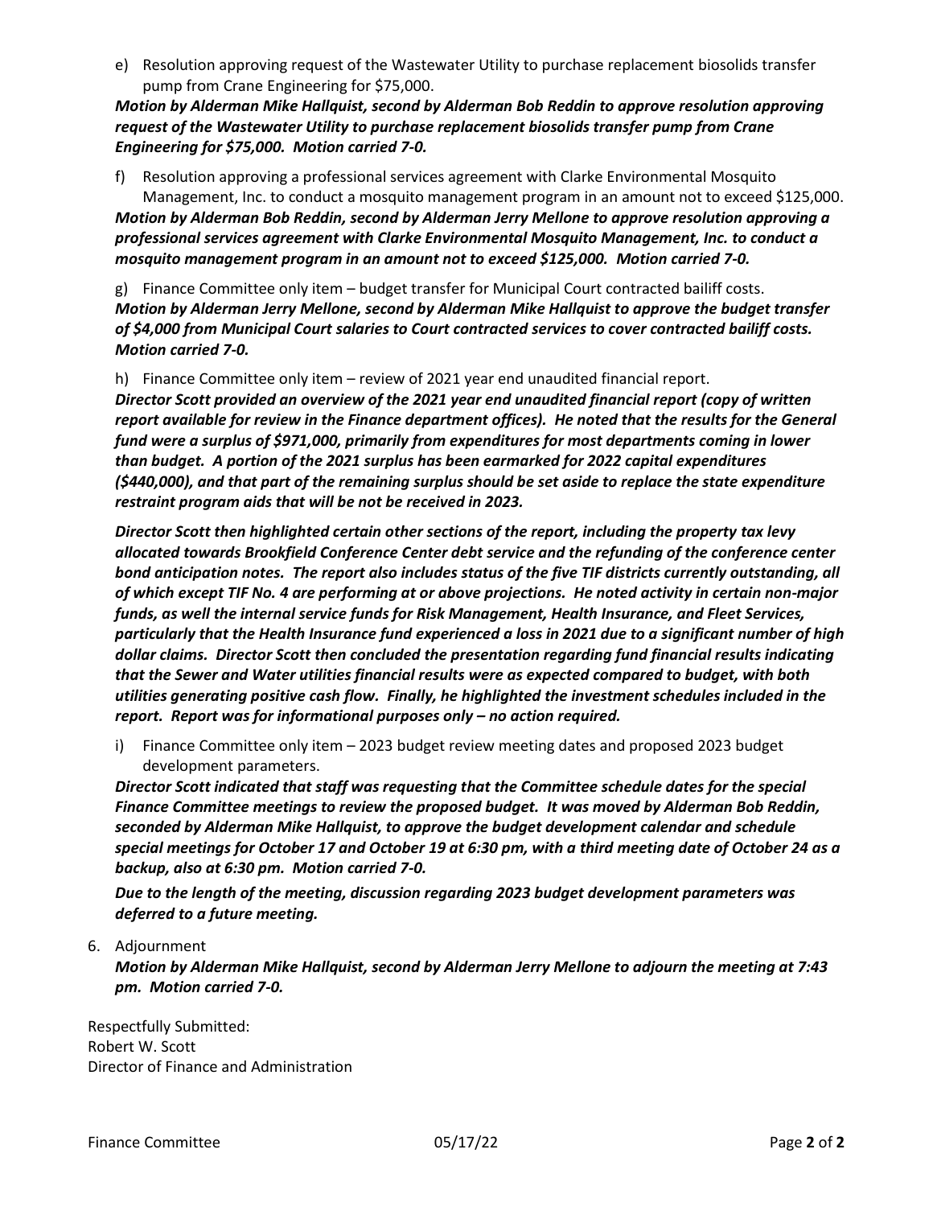e) Resolution approving request of the Wastewater Utility to purchase replacement biosolids transfer pump from Crane Engineering for $75,000.

***Motion by Alderman Mike Hallquist, second by Alderman Bob Reddin to approve resolution approving request of the Wastewater Utility to purchase replacement biosolids transfer pump from Crane Engineering for $75,000. Motion carried 7-0.***

f) Resolution approving a professional services agreement with Clarke Environmental Mosquito Management, Inc. to conduct a mosquito management program in an amount not to exceed $125,000.

***Motion by Alderman Bob Reddin, second by Alderman Jerry Mellone to approve resolution approving a professional services agreement with Clarke Environmental Mosquito Management, Inc. to conduct a mosquito management program in an amount not to exceed $125,000. Motion carried 7-0.***

g) Finance Committee only item – budget transfer for Municipal Court contracted bailiff costs.

***Motion by Alderman Jerry Mellone, second by Alderman Mike Hallquist to approve the budget transfer of $4,000 from Municipal Court salaries to Court contracted services to cover contracted bailiff costs. Motion carried 7-0.***

h) Finance Committee only item – review of 2021 year end unaudited financial report.

***Director Scott provided an overview of the 2021 year end unaudited financial report (copy of written report available for review in the Finance department offices). He noted that the results for the General fund were a surplus of $971,000, primarily from expenditures for most departments coming in lower than budget. A portion of the 2021 surplus has been earmarked for 2022 capital expenditures ($440,000), and that part of the remaining surplus should be set aside to replace the state expenditure restraint program aids that will be not be received in 2023.***

***Director Scott then highlighted certain other sections of the report, including the property tax levy allocated towards Brookfield Conference Center debt service and the refunding of the conference center bond anticipation notes. The report also includes status of the five TIF districts currently outstanding, all of which except TIF No. 4 are performing at or above projections. He noted activity in certain non-major funds, as well the internal service funds for Risk Management, Health Insurance, and Fleet Services, particularly that the Health Insurance fund experienced a loss in 2021 due to a significant number of high dollar claims. Director Scott then concluded the presentation regarding fund financial results indicating that the Sewer and Water utilities financial results were as expected compared to budget, with both utilities generating positive cash flow. Finally, he highlighted the investment schedules included in the report. Report was for informational purposes only – no action required.***

i) Finance Committee only item – 2023 budget review meeting dates and proposed 2023 budget development parameters.

***Director Scott indicated that staff was requesting that the Committee schedule dates for the special Finance Committee meetings to review the proposed budget. It was moved by Alderman Bob Reddin, seconded by Alderman Mike Hallquist, to approve the budget development calendar and schedule special meetings for October 17 and October 19 at 6:30 pm, with a third meeting date of October 24 as a backup, also at 6:30 pm. Motion carried 7-0.***

***Due to the length of the meeting, discussion regarding 2023 budget development parameters was deferred to a future meeting.***

6. Adjournment

***Motion by Alderman Mike Hallquist, second by Alderman Jerry Mellone to adjourn the meeting at 7:43 pm. Motion carried 7-0.***

Respectfully Submitted:
Robert W. Scott
Director of Finance and Administration